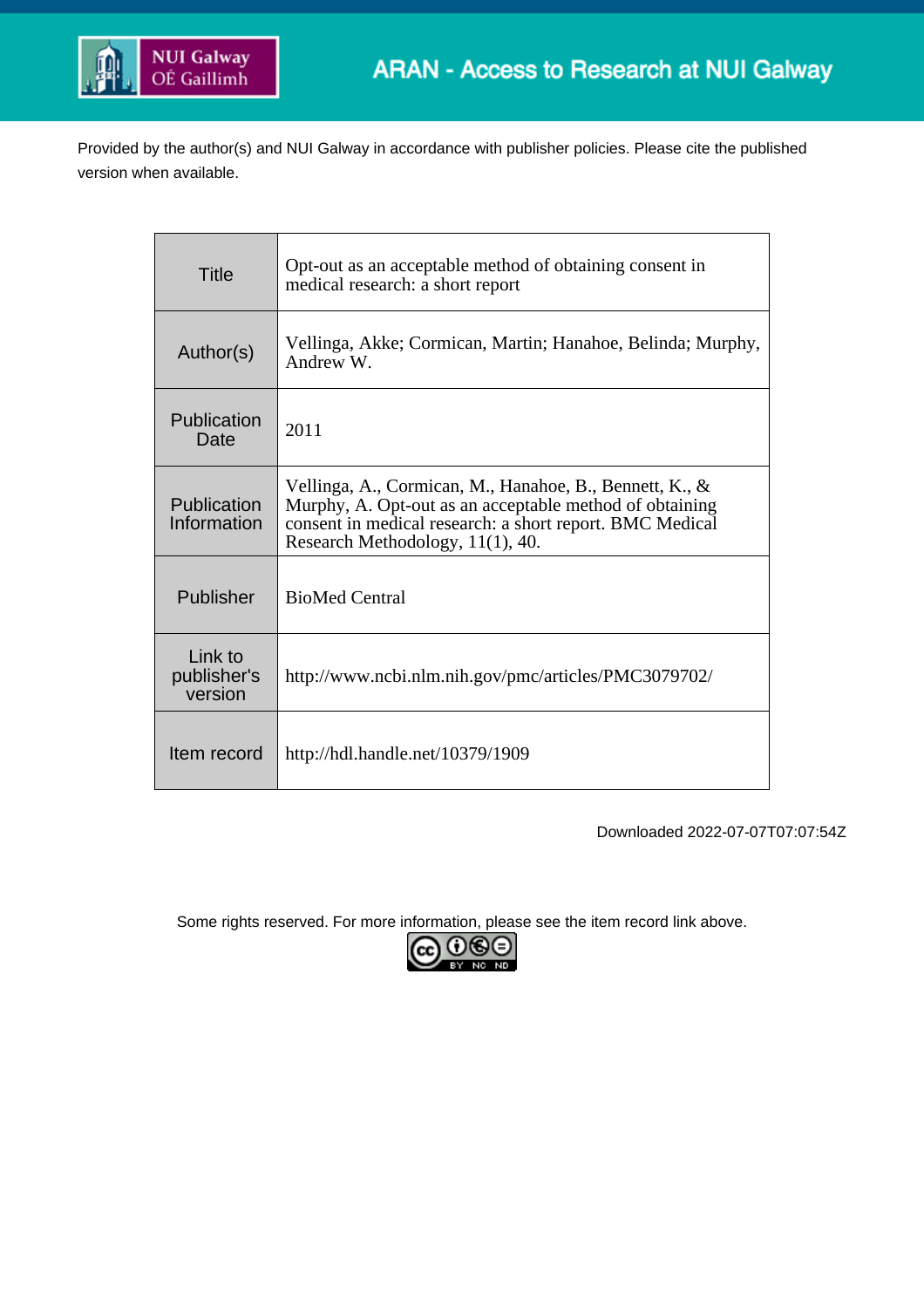ARAN - Access to Research at NUI Galway

Provided by the author(s) and NUI Galway in accordance with publisher policies. Please cite the published version when available.

| Title | Opt-out as an acceptable method of obtaining consent in medical research: a short report |
|---|---|
| Author(s) | Vellinga, Akke; Cormican, Martin; Hanahoe, Belinda; Murphy, Andrew W. |
| Publication Date | 2011 |
| Publication Information | Vellinga, A., Cormican, M., Hanahoe, B., Bennett, K., & Murphy, A. Opt-out as an acceptable method of obtaining consent in medical research: a short report. BMC Medical Research Methodology, 11(1), 40. |
| Publisher | BioMed Central |
| Link to publisher's version | http://www.ncbi.nlm.nih.gov/pmc/articles/PMC3079702/ |
| Item record | http://hdl.handle.net/10379/1909 |

Downloaded 2022-07-07T07:07:54Z

Some rights reserved. For more information, please see the item record link above.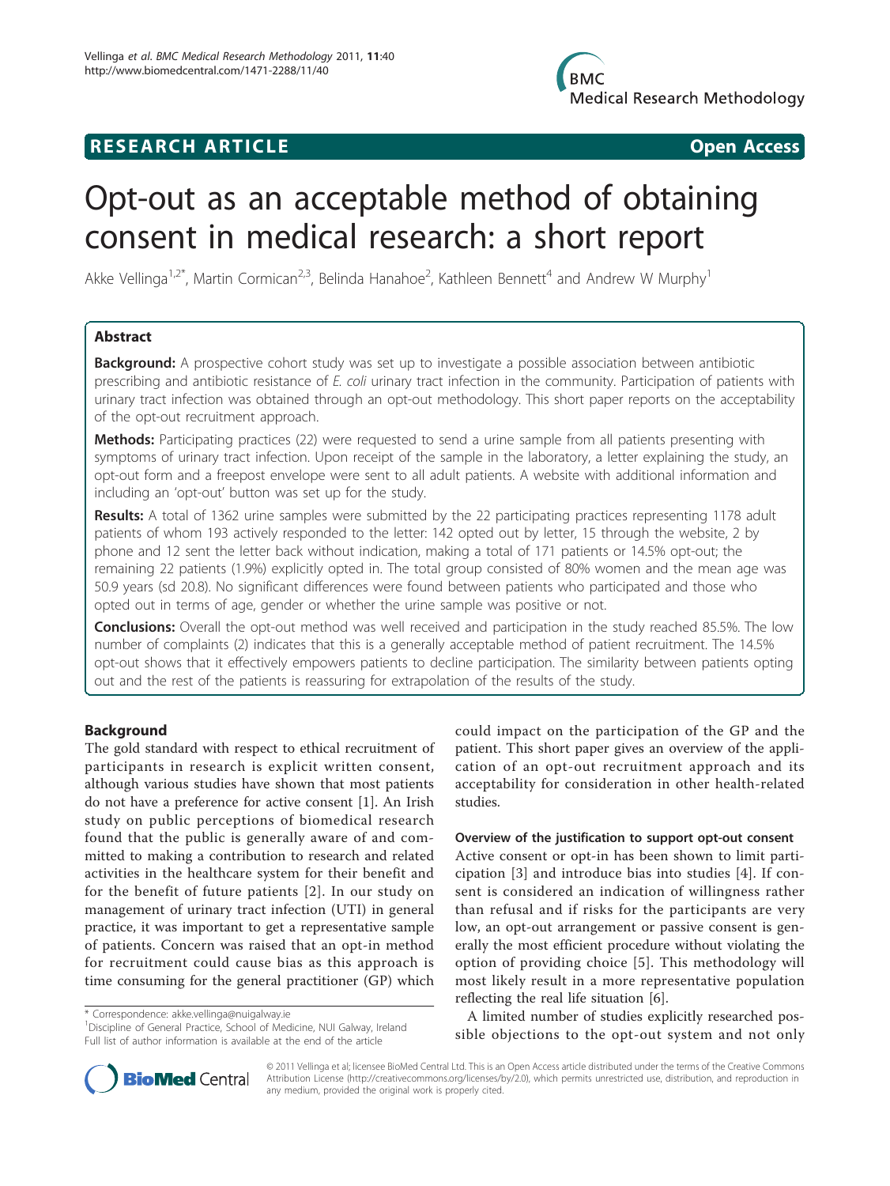# Opt-out as an acceptable method of obtaining consent in medical research: a short report

Akke Vellinga[1,2*], Martin Cormican[2,3], Belinda Hanahoe[2], Kathleen Bennett[4] and Andrew W Murphy[1]

## Abstract

**Background:** A prospective cohort study was set up to investigate a possible association between antibiotic prescribing and antibiotic resistance of *E. coli* urinary tract infection in the community. Participation of patients with urinary tract infection was obtained through an opt-out methodology. This short paper reports on the acceptability of the opt-out recruitment approach.

**Methods:** Participating practices (22) were requested to send a urine sample from all patients presenting with symptoms of urinary tract infection. Upon receipt of the sample in the laboratory, a letter explaining the study, an opt-out form and a freepost envelope were sent to all adult patients. A website with additional information and including an 'opt-out' button was set up for the study.

**Results:** A total of 1362 urine samples were submitted by the 22 participating practices representing 1178 adult patients of whom 193 actively responded to the letter: 142 opted out by letter, 15 through the website, 2 by phone and 12 sent the letter back without indication, making a total of 171 patients or 14.5% opt-out; the remaining 22 patients (1.9%) explicitly opted in. The total group consisted of 80% women and the mean age was 50.9 years (sd 20.8). No significant differences were found between patients who participated and those who opted out in terms of age, gender or whether the urine sample was positive or not.

**Conclusions:** Overall the opt-out method was well received and participation in the study reached 85.5%. The low number of complaints (2) indicates that this is a generally acceptable method of patient recruitment. The 14.5% opt-out shows that it effectively empowers patients to decline participation. The similarity between patients opting out and the rest of the patients is reassuring for extrapolation of the results of the study.

## Background

The gold standard with respect to ethical recruitment of participants in research is explicit written consent, although various studies have shown that most patients do not have a preference for active consent [1]. An Irish study on public perceptions of biomedical research found that the public is generally aware of and committed to making a contribution to research and related activities in the healthcare system for their benefit and for the benefit of future patients [2]. In our study on management of urinary tract infection (UTI) in general practice, it was important to get a representative sample of patients. Concern was raised that an opt-in method for recruitment could cause bias as this approach is time consuming for the general practitioner (GP) which could impact on the participation of the GP and the patient. This short paper gives an overview of the application of an opt-out recruitment approach and its acceptability for consideration in other health-related studies.

### Overview of the justification to support opt-out consent

Active consent or opt-in has been shown to limit participation [3] and introduce bias into studies [4]. If consent is considered an indication of willingness rather than refusal and if risks for the participants are very low, an opt-out arrangement or passive consent is generally the most efficient procedure without violating the option of providing choice [5]. This methodology will most likely result in a more representative population reflecting the real life situation [6].

A limited number of studies explicitly researched possible objections to the opt-out system and not only

\* Correspondence: akke.vellinga@nuigalway.ie
[1]Discipline of General Practice, School of Medicine, NUI Galway, Ireland
Full list of author information is available at the end of the article

© 2011 Vellinga et al; licensee BioMed Central Ltd. This is an Open Access article distributed under the terms of the Creative Commons Attribution License (http://creativecommons.org/licenses/by/2.0), which permits unrestricted use, distribution, and reproduction in any medium, provided the original work is properly cited.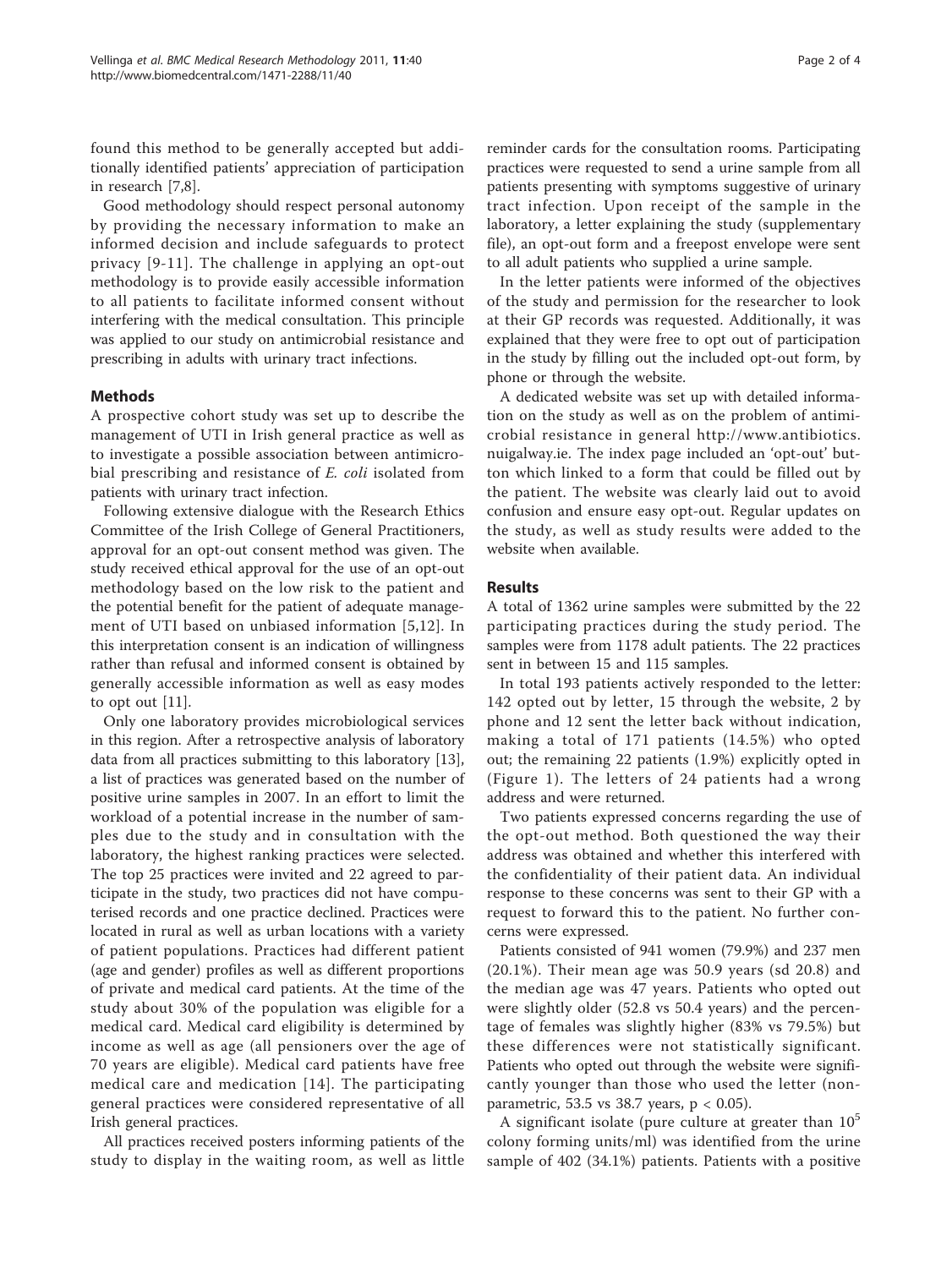found this method to be generally accepted but additionally identified patients' appreciation of participation in research [7,8].

Good methodology should respect personal autonomy by providing the necessary information to make an informed decision and include safeguards to protect privacy [9-11]. The challenge in applying an opt-out methodology is to provide easily accessible information to all patients to facilitate informed consent without interfering with the medical consultation. This principle was applied to our study on antimicrobial resistance and prescribing in adults with urinary tract infections.

## Methods

A prospective cohort study was set up to describe the management of UTI in Irish general practice as well as to investigate a possible association between antimicrobial prescribing and resistance of *E. coli* isolated from patients with urinary tract infection.

Following extensive dialogue with the Research Ethics Committee of the Irish College of General Practitioners, approval for an opt-out consent method was given. The study received ethical approval for the use of an opt-out methodology based on the low risk to the patient and the potential benefit for the patient of adequate management of UTI based on unbiased information [5,12]. In this interpretation consent is an indication of willingness rather than refusal and informed consent is obtained by generally accessible information as well as easy modes to opt out [11].

Only one laboratory provides microbiological services in this region. After a retrospective analysis of laboratory data from all practices submitting to this laboratory [13], a list of practices was generated based on the number of positive urine samples in 2007. In an effort to limit the workload of a potential increase in the number of samples due to the study and in consultation with the laboratory, the highest ranking practices were selected. The top 25 practices were invited and 22 agreed to participate in the study, two practices did not have computerised records and one practice declined. Practices were located in rural as well as urban locations with a variety of patient populations. Practices had different patient (age and gender) profiles as well as different proportions of private and medical card patients. At the time of the study about 30% of the population was eligible for a medical card. Medical card eligibility is determined by income as well as age (all pensioners over the age of 70 years are eligible). Medical card patients have free medical care and medication [14]. The participating general practices were considered representative of all Irish general practices.

All practices received posters informing patients of the study to display in the waiting room, as well as little reminder cards for the consultation rooms. Participating practices were requested to send a urine sample from all patients presenting with symptoms suggestive of urinary tract infection. Upon receipt of the sample in the laboratory, a letter explaining the study (supplementary file), an opt-out form and a freepost envelope were sent to all adult patients who supplied a urine sample.

In the letter patients were informed of the objectives of the study and permission for the researcher to look at their GP records was requested. Additionally, it was explained that they were free to opt out of participation in the study by filling out the included opt-out form, by phone or through the website.

A dedicated website was set up with detailed information on the study as well as on the problem of antimicrobial resistance in general http://www.antibiotics.nuigalway.ie. The index page included an 'opt-out' button which linked to a form that could be filled out by the patient. The website was clearly laid out to avoid confusion and ensure easy opt-out. Regular updates on the study, as well as study results were added to the website when available.

## Results

A total of 1362 urine samples were submitted by the 22 participating practices during the study period. The samples were from 1178 adult patients. The 22 practices sent in between 15 and 115 samples.

In total 193 patients actively responded to the letter: 142 opted out by letter, 15 through the website, 2 by phone and 12 sent the letter back without indication, making a total of 171 patients (14.5%) who opted out; the remaining 22 patients (1.9%) explicitly opted in (Figure 1). The letters of 24 patients had a wrong address and were returned.

Two patients expressed concerns regarding the use of the opt-out method. Both questioned the way their address was obtained and whether this interfered with the confidentiality of their patient data. An individual response to these concerns was sent to their GP with a request to forward this to the patient. No further concerns were expressed.

Patients consisted of 941 women (79.9%) and 237 men (20.1%). Their mean age was 50.9 years (sd 20.8) and the median age was 47 years. Patients who opted out were slightly older (52.8 vs 50.4 years) and the percentage of females was slightly higher (83% vs 79.5%) but these differences were not statistically significant. Patients who opted out through the website were significantly younger than those who used the letter (non-parametric, 53.5 vs 38.7 years, $p < 0.05$).

A significant isolate (pure culture at greater than $10^5$ colony forming units/ml) was identified from the urine sample of 402 (34.1%) patients. Patients with a positive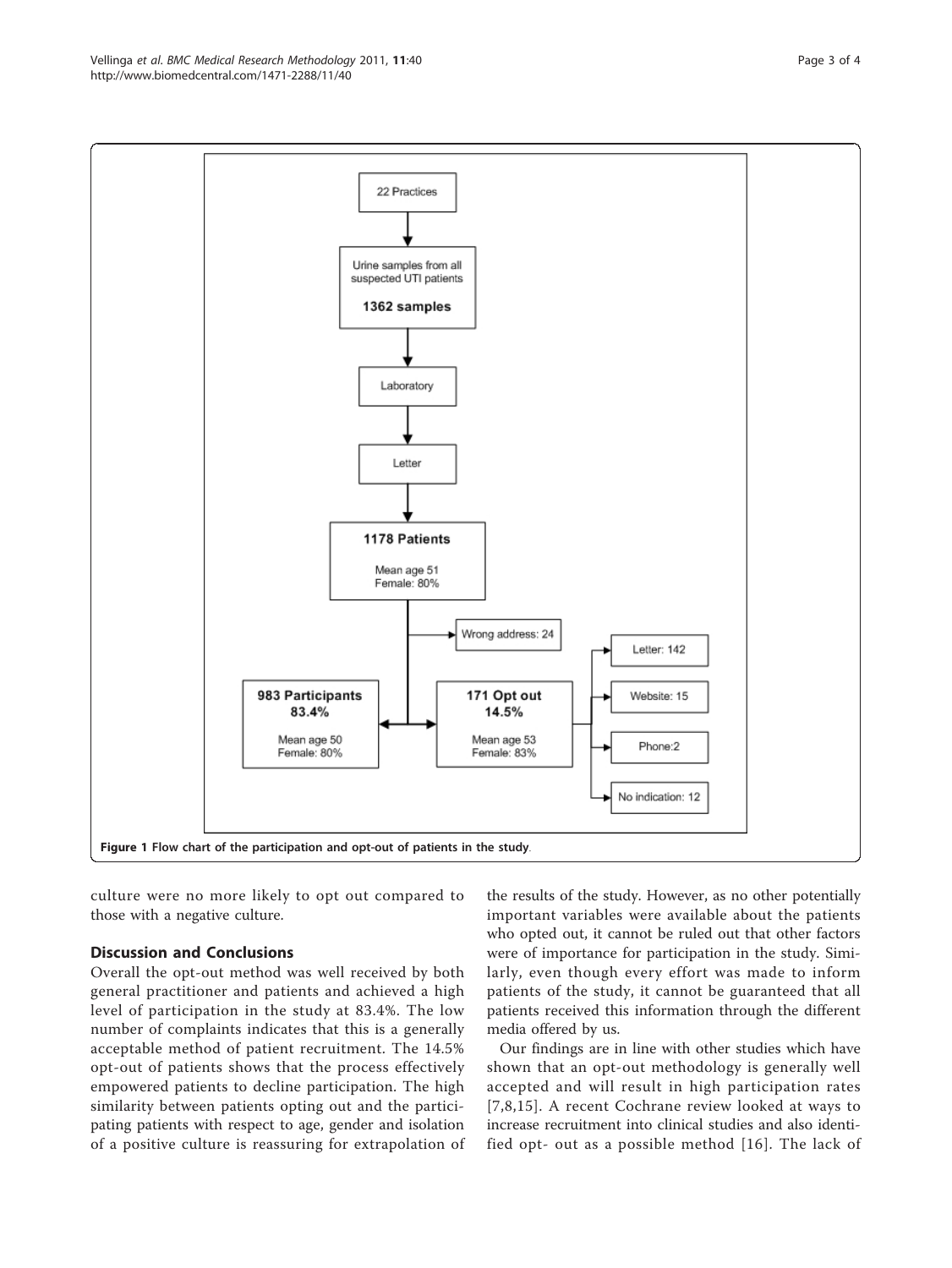Figure 1 Flow chart of the participation and opt-out of patients in the study.

culture were no more likely to opt out compared to those with a negative culture.

## Discussion and Conclusions

Overall the opt-out method was well received by both general practitioner and patients and achieved a high level of participation in the study at 83.4%. The low number of complaints indicates that this is a generally acceptable method of patient recruitment. The 14.5% opt-out of patients shows that the process effectively empowered patients to decline participation. The high similarity between patients opting out and the participating patients with respect to age, gender and isolation of a positive culture is reassuring for extrapolation of the results of the study. However, as no other potentially important variables were available about the patients who opted out, it cannot be ruled out that other factors were of importance for participation in the study. Similarly, even though every effort was made to inform patients of the study, it cannot be guaranteed that all patients received this information through the different media offered by us.

Our findings are in line with other studies which have shown that an opt-out methodology is generally well accepted and will result in high participation rates [7,8,15]. A recent Cochrane review looked at ways to increase recruitment into clinical studies and also identified opt- out as a possible method [16]. The lack of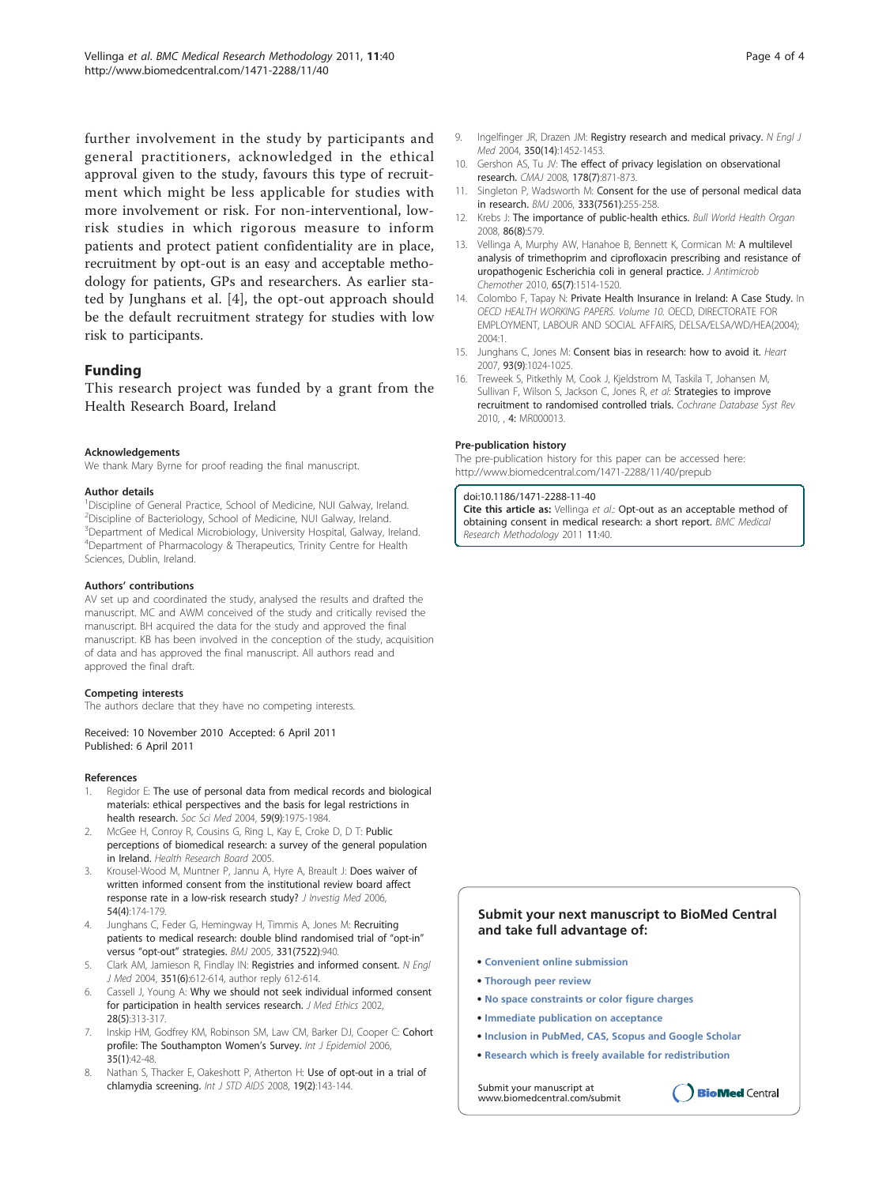further involvement in the study by participants and general practitioners, acknowledged in the ethical approval given to the study, favours this type of recruitment which might be less applicable for studies with more involvement or risk. For non-interventional, low-risk studies in which rigorous measure to inform patients and protect patient confidentiality are in place, recruitment by opt-out is an easy and acceptable methodology for patients, GPs and researchers. As earlier stated by Junghans et al. [4], the opt-out approach should be the default recruitment strategy for studies with low risk to participants.

## Funding

This research project was funded by a grant from the Health Research Board, Ireland

#### Acknowledgements

We thank Mary Byrne for proof reading the final manuscript.

#### Author details

[1]Discipline of General Practice, School of Medicine, NUI Galway, Ireland. [2]Discipline of Bacteriology, School of Medicine, NUI Galway, Ireland. [3]Department of Medical Microbiology, University Hospital, Galway, Ireland. [4]Department of Pharmacology & Therapeutics, Trinity Centre for Health Sciences, Dublin, Ireland.

#### Authors' contributions

AV set up and coordinated the study, analysed the results and drafted the manuscript. MC and AWM conceived of the study and critically revised the manuscript. BH acquired the data for the study and approved the final manuscript. KB has been involved in the conception of the study, acquisition of data and has approved the final manuscript. All authors read and approved the final draft.

#### Competing interests

The authors declare that they have no competing interests.

Received: 10 November 2010 Accepted: 6 April 2011
Published: 6 April 2011

#### References

1. Regidor E: **The use of personal data from medical records and biological materials: ethical perspectives and the basis for legal restrictions in health research.** *Soc Sci Med* 2004, **59(9)**:1975-1984.
2. McGee H, Conroy R, Cousins G, Ring L, Kay E, Croke D, D T: **Public perceptions of biomedical research: a survey of the general population in Ireland.** *Health Research Board* 2005.
3. Krousel-Wood M, Muntner P, Jannu A, Hyre A, Breault J: **Does waiver of written informed consent from the institutional review board affect response rate in a low-risk research study?** *J Investig Med* 2006, **54(4)**:174-179.
4. Junghans C, Feder G, Hemingway H, Timmis A, Jones M: **Recruiting patients to medical research: double blind randomised trial of "opt-in" versus "opt-out" strategies.** *BMJ* 2005, **331(7522)**:940.
5. Clark AM, Jamieson R, Findlay IN: **Registries and informed consent.** *N Engl J Med* 2004, **351(6)**:612-614, author reply 612-614.
6. Cassell J, Young A: **Why we should not seek individual informed consent for participation in health services research.** *J Med Ethics* 2002, **28(5)**:313-317.
7. Inskip HM, Godfrey KM, Robinson SM, Law CM, Barker DJ, Cooper C: **Cohort profile: The Southampton Women's Survey.** *Int J Epidemiol* 2006, **35(1)**:42-48.
8. Nathan S, Thacker E, Oakeshott P, Atherton H: **Use of opt-out in a trial of chlamydia screening.** *Int J STD AIDS* 2008, **19(2)**:143-144.
9. Ingelfinger JR, Drazen JM: **Registry research and medical privacy.** *N Engl J Med* 2004, **350(14)**:1452-1453.
10. Gershon AS, Tu JV: **The effect of privacy legislation on observational research.** *CMAJ* 2008, **178(7)**:871-873.
11. Singleton P, Wadsworth M: **Consent for the use of personal medical data in research.** *BMJ* 2006, **333(7561)**:255-258.
12. Krebs J: **The importance of public-health ethics.** *Bull World Health Organ* 2008, **86(8)**:579.
13. Vellinga A, Murphy AW, Hanahoe B, Bennett K, Cormican M: **A multilevel analysis of trimethoprim and ciprofloxacin prescribing and resistance of uropathogenic Escherichia coli in general practice.** *J Antimicrob Chemother* 2010, **65(7)**:1514-1520.
14. Colombo F, Tapay N: **Private Health Insurance in Ireland: A Case Study.** In *OECD HEALTH WORKING PAPERS. Volume 10.* OECD, DIRECTORATE FOR EMPLOYMENT, LABOUR AND SOCIAL AFFAIRS, DELSA/ELSA/WD/HEA(2004); 2004:1.
15. Junghans C, Jones M: **Consent bias in research: how to avoid it.** *Heart* 2007, **93(9)**:1024-1025.
16. Treweek S, Pitkethly M, Cook J, Kjeldstrom M, Taskila T, Johansen M, Sullivan F, Wilson S, Jackson C, Jones R, *et al*: **Strategies to improve recruitment to randomised controlled trials.** *Cochrane Database Syst Rev* 2010, , **4**: MR000013.

#### Pre-publication history

The pre-publication history for this paper can be accessed here:
http://www.biomedcentral.com/1471-2288/11/40/prepub

doi:10.1186/1471-2288-11-40
**Cite this article as:** Vellinga *et al.*: Opt-out as an acceptable method of obtaining consent in medical research: a short report. *BMC Medical Research Methodology* 2011 **11**:40.

**Submit your next manuscript to BioMed Central and take full advantage of:**

- **Convenient online submission**
- **Thorough peer review**
- **No space constraints or color figure charges**
- **Immediate publication on acceptance**
- **Inclusion in PubMed, CAS, Scopus and Google Scholar**
- **Research which is freely available for redistribution**

Submit your manuscript at
www.biomedcentral.com/submit

BioMed Central